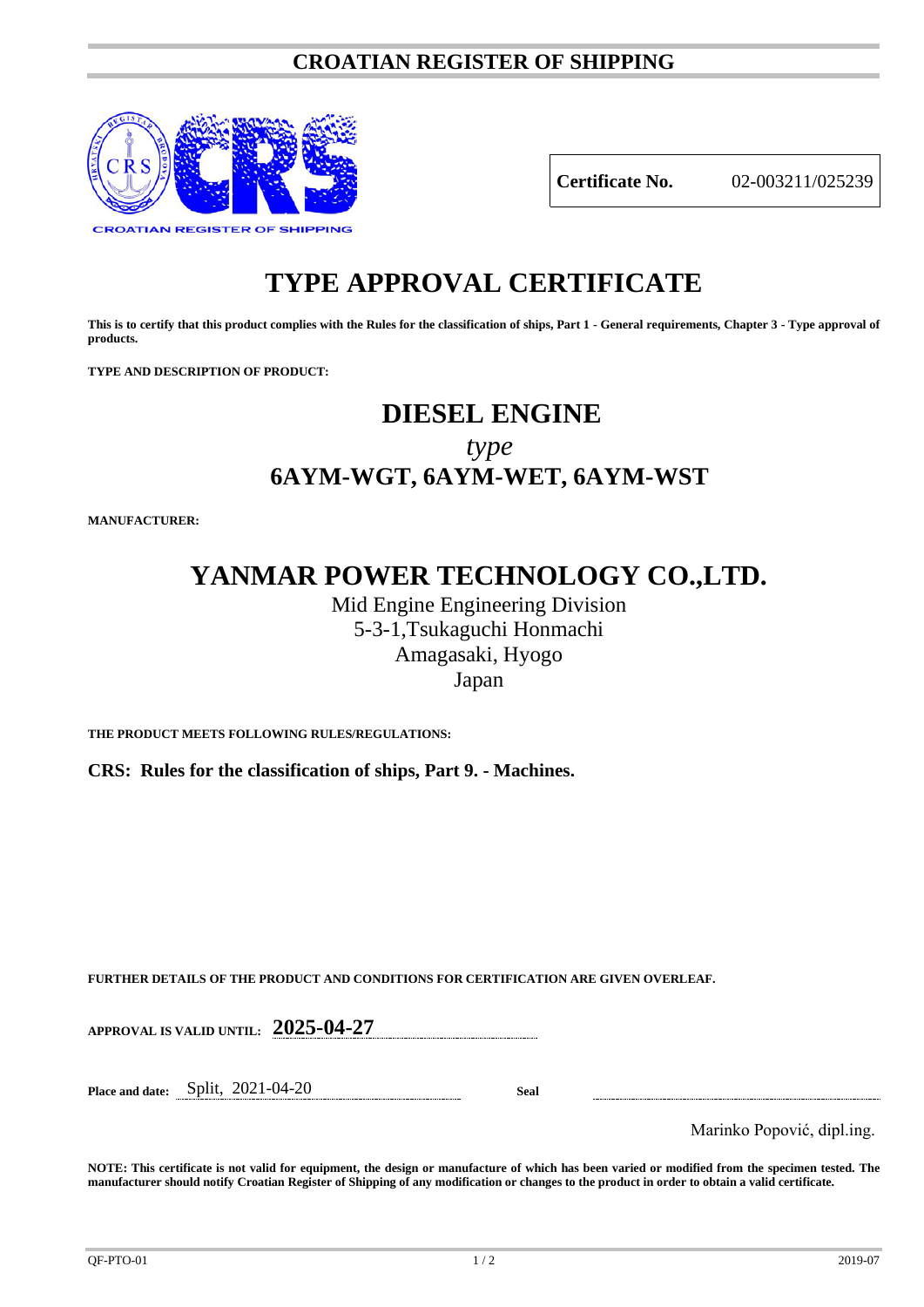# CROATIAN REGISTER OF SHIPPING

CROATIAN REGISTER OF SHIPPING

| **Certificate No.** | 02-003211/025239 |
|---|---|

# TYPE APPROVAL CERTIFICATE

**This is to certify that this product complies with the Rules for the classification of ships, Part 1 - General requirements, Chapter 3 - Type approval of products.**

**TYPE AND DESCRIPTION OF PRODUCT:**

## DIESEL ENGINE

*type*

**6AYM-WGT, 6AYM-WET, 6AYM-WST**

**MANUFACTURER:**

## YANMAR POWER TECHNOLOGY CO.,LTD.

Mid Engine Engineering Division
5-3-1,Tsukaguchi Honmachi
Amagasaki, Hyogo
Japan

**THE PRODUCT MEETS FOLLOWING RULES/REGULATIONS:**

**CRS: Rules for the classification of ships, Part 9. - Machines.**

**FURTHER DETAILS OF THE PRODUCT AND CONDITIONS FOR CERTIFICATION ARE GIVEN OVERLEAF.**

**APPROVAL IS VALID UNTIL:** **2025-04-27**

**Place and date:** Split, 2021-04-20

**Seal**

Marinko Popović, dipl.ing.

**NOTE: This certificate is not valid for equipment, the design or manufacture of which has been varied or modified from the specimen tested. The manufacturer should notify Croatian Register of Shipping of any modification or changes to the product in order to obtain a valid certificate.**

QF-PTO-01 2019-07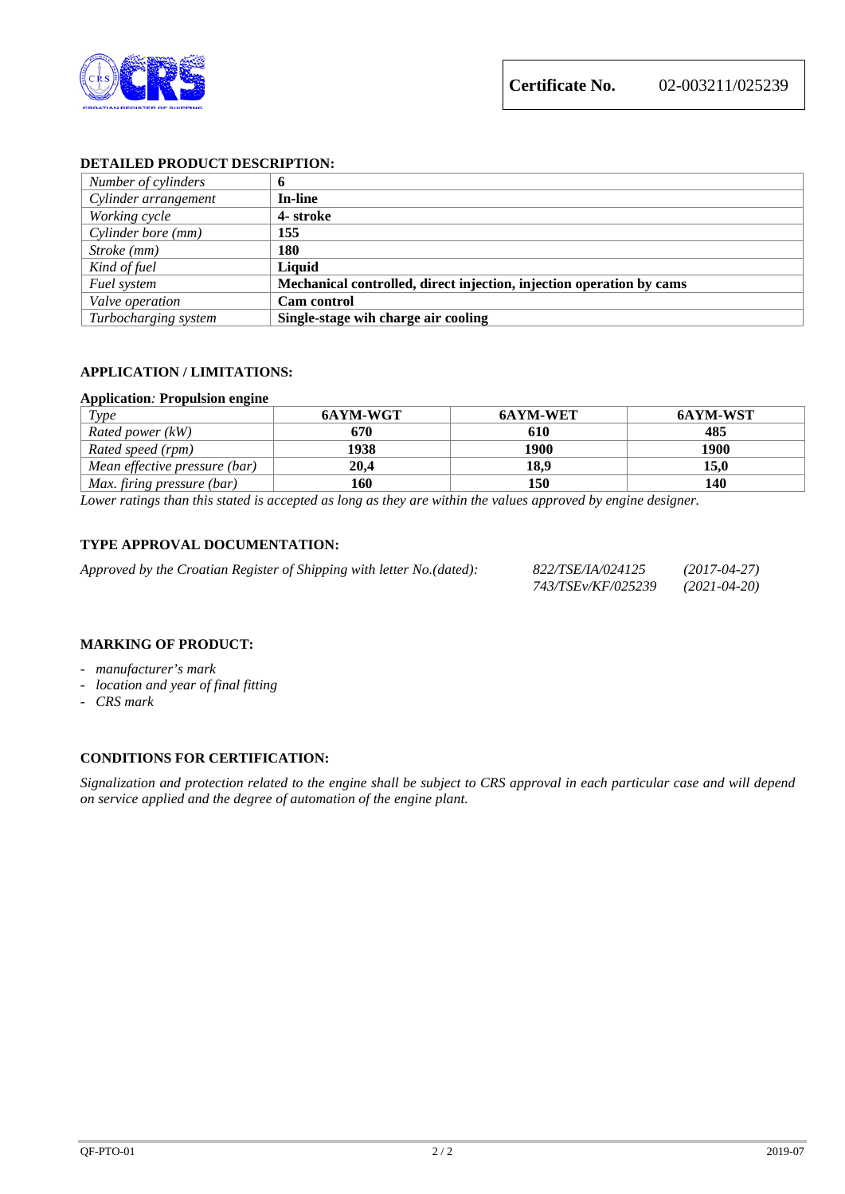**Certificate No.** 02-003211/025239

**DETAILED PRODUCT DESCRIPTION:**

| | |
|---|---|
| *Number of cylinders* | **6** |
| *Cylinder arrangement* | **In-line** |
| *Working cycle* | **4- stroke** |
| *Cylinder bore (mm)* | **155** |
| *Stroke (mm)* | **180** |
| *Kind of fuel* | **Liquid** |
| *Fuel system* | **Mechanical controlled, direct injection, injection operation by cams** |
| *Valve operation* | **Cam control** |
| *Turbocharging system* | **Single-stage wih charge air cooling** |

**APPLICATION / LIMITATIONS:**

**Application***:* **Propulsion engine**

| *Type* | **6AYM-WGT** | **6AYM-WET** | **6AYM-WST** |
|---|---|---|---|
| *Rated power (kW)* | **670** | **610** | **485** |
| *Rated speed (rpm)* | **1938** | **1900** | **1900** |
| *Mean effective pressure (bar)* | **20,4** | **18,9** | **15,0** |
| *Max. firing pressure (bar)* | **160** | **150** | **140** |

*Lower ratings than this stated is accepted as long as they are within the values approved by engine designer.*

**TYPE APPROVAL DOCUMENTATION:**

*Approved by the Croatian Register of Shipping with letter No.(dated):* *822/TSE/IA/024125* *(2017-04-27)*
*743/TSEv/KF/025239* *(2021-04-20)*

**MARKING OF PRODUCT:**

- *manufacturer's mark*
- *location and year of final fitting*
- *CRS mark*

**CONDITIONS FOR CERTIFICATION:**

*Signalization and protection related to the engine shall be subject to CRS approval in each particular case and will depend on service applied and the degree of automation of the engine plant.*